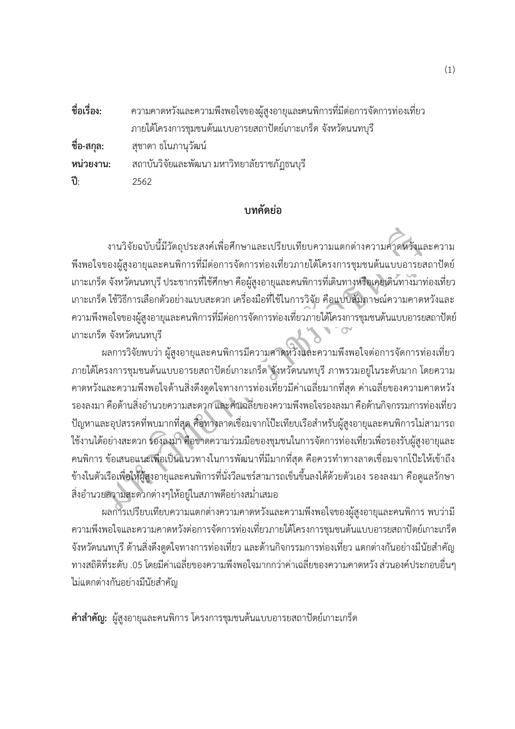**ชื่อเรื่อง:** ความคาดหวังและความพึงพอใจของผู้สูงอายุและคนพิการที่มีต่อการจัดการท่องเที่ยวภายใต้โครงการชุมชนต้นแบบอารยสถาปัตย์เกาะเกร็ด จังหวัดนนทบุรี

**ชื่อ-สกุล:** สุชาดา ธโนภานุวัฒน์

**หน่วยงาน:** สถาบันวิจัยและพัฒนา มหาวิทยาลัยราชภัฏธนบุรี

**ปี:** 2562

## บทคัดย่อ

งานวิจัยฉบับนี้มีวัตถุประสงค์เพื่อศึกษาและเปรียบเทียบความแตกต่างความคาดหวังและความพึงพอใจของผู้สูงอายุและคนพิการที่มีต่อการจัดการท่องเที่ยวภายใต้โครงการชุมชนต้นแบบอารยสถาปัตย์เกาะเกร็ด จังหวัดนนทบุรี ประชากรที่ใช้ศึกษา คือผู้สูงอายุและคนพิการที่เดินทางหรือเคยเดินทางมาท่องเที่ยวเกาะเกร็ด ใช้วิธีการเลือกตัวอย่างแบบสะดวก เครื่องมือที่ใช้ในการวิจัย คือแบบสัมภาษณ์ความคาดหวังและความพึงพอใจของผู้สูงอายุและคนพิการที่มีต่อการจัดการท่องเที่ยวภายใต้โครงการชุมชนต้นแบบอารยสถาปัตย์เกาะเกร็ด จังหวัดนนทบุรี

ผลการวิจัยพบว่า ผู้สูงอายุและคนพิการมีความคาดหวังและความพึงพอใจต่อการจัดการท่องเที่ยวภายใต้โครงการชุมชนต้นแบบอารยสถาปัตย์เกาะเกร็ด จังหวัดนนทบุรี ภาพรวมอยู่ในระดับมาก โดยความคาดหวังและความพึงพอใจด้านสิ่งดึงดูดใจทางการท่องเที่ยวมีค่าเฉลี่ยมากที่สุด ค่าเฉลี่ยของความคาดหวังรองลงมา คือด้านสิ่งอำนวยความสะดวก และค่าเฉลี่ยของความพึงพอใจรองลงมา คือด้านกิจกรรมการท่องเที่ยว ปัญหาและอุปสรรคที่พบมากที่สุด คือทางลาดเชื่อมจากโป๊ะเทียบเรือสำหรับผู้สูงอายุและคนพิการไม่สามารถใช้งานได้อย่างสะดวก รองลงมา คือขาดความร่วมมือของชุมชนในการจัดการท่องเที่ยวเพื่อรองรับผู้สูงอายุและคนพิการ ข้อเสนอแนะเพื่อเป็นแนวทางในการพัฒนาที่มีมากที่สุด คือควรทำทางลาดเชื่อมจากโป๊ะให้เข้าถึงข้างในตัวเรือเพื่อให้ผู้สูงอายุและคนพิการที่นั่งวีลแชร์สามารถเข็นขึ้นลงได้ด้วยตัวเอง รองลงมา คือดูแลรักษาสิ่งอำนวยความสะดวกต่างๆให้อยู่ในสภาพดีอย่างสม่ำเสมอ

ผลการเปรียบเทียบความแตกต่างความคาดหวังและความพึงพอใจของผู้สูงอายุและคนพิการ พบว่ามีความพึงพอใจและความคาดหวังต่อการจัดการท่องเที่ยวภายใต้โครงการชุมชนต้นแบบอารยสถาปัตย์เกาะเกร็ด จังหวัดนนทบุรี ด้านสิ่งดึงดูดใจทางการท่องเที่ยว และด้านกิจกรรมการท่องเที่ยว แตกต่างกันอย่างมีนัยสำคัญทางสถิติที่ระดับ .05 โดยมีค่าเฉลี่ยของความพึงพอใจมากกว่าค่าเฉลี่ยของความคาดหวัง ส่วนองค์ประกอบอื่นๆ ไม่แตกต่างกันอย่างมีนัยสำคัญ

**คำสำคัญ:** ผู้สูงอายุและคนพิการ โครงการชุมชนต้นแบบอารยสถาปัตย์เกาะเกร็ด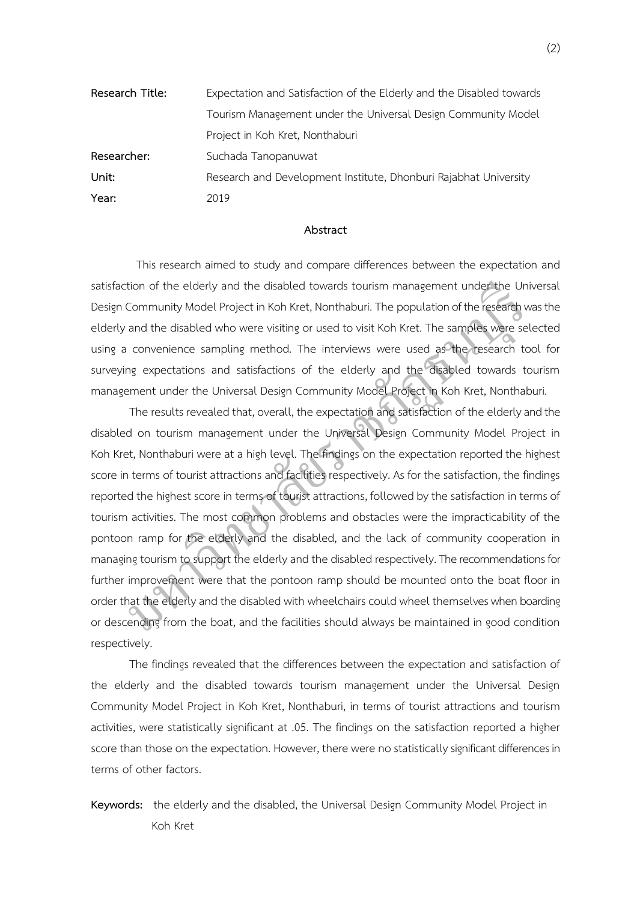| | |
|---|---|
| **Research Title:** | Expectation and Satisfaction of the Elderly and the Disabled towards Tourism Management under the Universal Design Community Model Project in Koh Kret, Nonthaburi |
| **Researcher:** | Suchada Tanopanuwat |
| **Unit:** | Research and Development Institute, Dhonburi Rajabhat University |
| **Year:** | 2019 |

## Abstract

This research aimed to study and compare differences between the expectation and satisfaction of the elderly and the disabled towards tourism management under the Universal Design Community Model Project in Koh Kret, Nonthaburi. The population of the research was the elderly and the disabled who were visiting or used to visit Koh Kret. The samples were selected using a convenience sampling method. The interviews were used as the research tool for surveying expectations and satisfactions of the elderly and the disabled towards tourism management under the Universal Design Community Model Project in Koh Kret, Nonthaburi.

The results revealed that, overall, the expectation and satisfaction of the elderly and the disabled on tourism management under the Universal Design Community Model Project in Koh Kret, Nonthaburi were at a high level. The findings on the expectation reported the highest score in terms of tourist attractions and facilities respectively. As for the satisfaction, the findings reported the highest score in terms of tourist attractions, followed by the satisfaction in terms of tourism activities. The most common problems and obstacles were the impracticability of the pontoon ramp for the elderly and the disabled, and the lack of community cooperation in managing tourism to support the elderly and the disabled respectively. The recommendations for further improvement were that the pontoon ramp should be mounted onto the boat floor in order that the elderly and the disabled with wheelchairs could wheel themselves when boarding or descending from the boat, and the facilities should always be maintained in good condition respectively.

The findings revealed that the differences between the expectation and satisfaction of the elderly and the disabled towards tourism management under the Universal Design Community Model Project in Koh Kret, Nonthaburi, in terms of tourist attractions and tourism activities, were statistically significant at .05. The findings on the satisfaction reported a higher score than those on the expectation. However, there were no statistically significant differences in terms of other factors.

**Keywords:** the elderly and the disabled, the Universal Design Community Model Project in Koh Kret